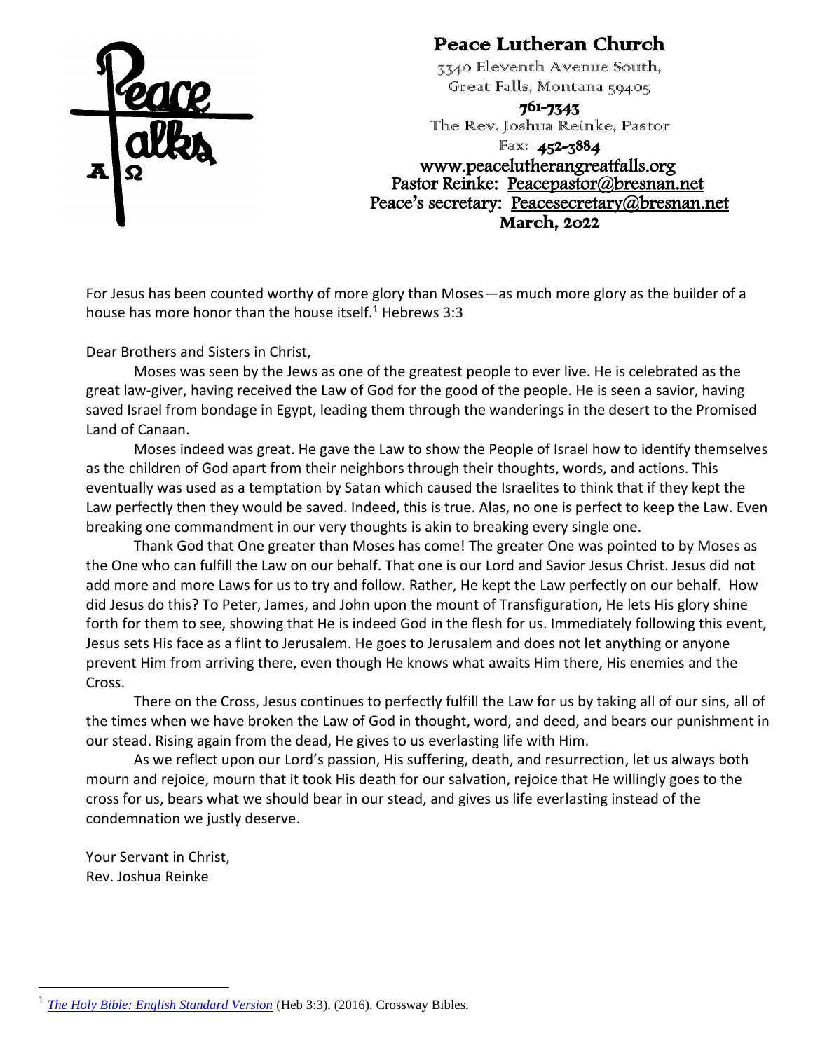# Peace Lutheran Church

3340 Eleventh Avenue South,
Great Falls, Montana 59405

**761-7343**
The Rev. Joshua Reinke, Pastor
Fax: **452-3884**
www.peacelutherangreatfalls.org
Pastor Reinke: Peacepastor@bresnan.net
Peace's secretary: Peacesecretary@bresnan.net
**March, 2022**

For Jesus has been counted worthy of more glory than Moses—as much more glory as the builder of a house has more honor than the house itself.[1] Hebrews 3:3

Dear Brothers and Sisters in Christ,

Moses was seen by the Jews as one of the greatest people to ever live. He is celebrated as the great law-giver, having received the Law of God for the good of the people. He is seen a savior, having saved Israel from bondage in Egypt, leading them through the wanderings in the desert to the Promised Land of Canaan.

Moses indeed was great. He gave the Law to show the People of Israel how to identify themselves as the children of God apart from their neighbors through their thoughts, words, and actions. This eventually was used as a temptation by Satan which caused the Israelites to think that if they kept the Law perfectly then they would be saved. Indeed, this is true. Alas, no one is perfect to keep the Law. Even breaking one commandment in our very thoughts is akin to breaking every single one.

Thank God that One greater than Moses has come! The greater One was pointed to by Moses as the One who can fulfill the Law on our behalf. That one is our Lord and Savior Jesus Christ. Jesus did not add more and more Laws for us to try and follow. Rather, He kept the Law perfectly on our behalf. How did Jesus do this? To Peter, James, and John upon the mount of Transfiguration, He lets His glory shine forth for them to see, showing that He is indeed God in the flesh for us. Immediately following this event, Jesus sets His face as a flint to Jerusalem. He goes to Jerusalem and does not let anything or anyone prevent Him from arriving there, even though He knows what awaits Him there, His enemies and the Cross.

There on the Cross, Jesus continues to perfectly fulfill the Law for us by taking all of our sins, all of the times when we have broken the Law of God in thought, word, and deed, and bears our punishment in our stead. Rising again from the dead, He gives to us everlasting life with Him.

As we reflect upon our Lord's passion, His suffering, death, and resurrection, let us always both mourn and rejoice, mourn that it took His death for our salvation, rejoice that He willingly goes to the cross for us, bears what we should bear in our stead, and gives us life everlasting instead of the condemnation we justly deserve.

Your Servant in Christ,
Rev. Joshua Reinke

---

[1] *The Holy Bible: English Standard Version* (Heb 3:3). (2016). Crossway Bibles.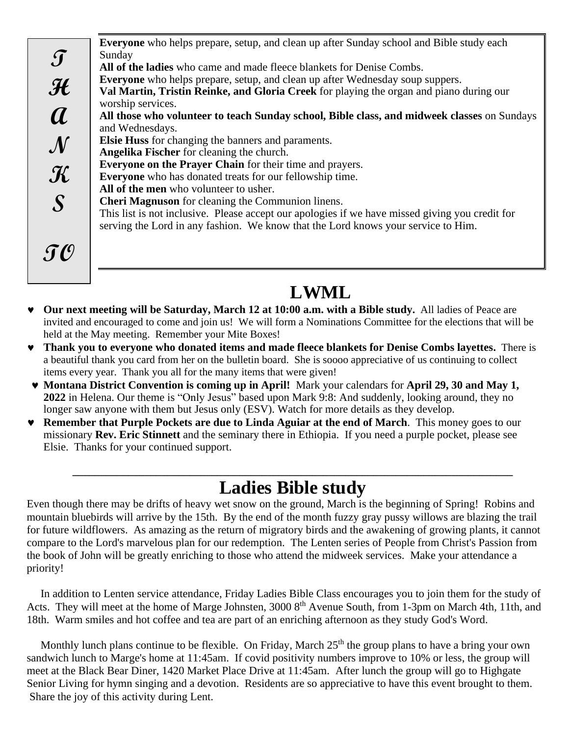## THANKS TO

**Everyone** who helps prepare, setup, and clean up after Sunday school and Bible study each Sunday
**All of the ladies** who came and made fleece blankets for Denise Combs.
**Everyone** who helps prepare, setup, and clean up after Wednesday soup suppers.
**Val Martin, Tristin Reinke, and Gloria Creek** for playing the organ and piano during our worship services.
**All those who volunteer to teach Sunday school, Bible class, and midweek classes** on Sundays and Wednesdays.
**Elsie Huss** for changing the banners and paraments.
**Angelika Fischer** for cleaning the church.
**Everyone on the Prayer Chain** for their time and prayers.
**Everyone** who has donated treats for our fellowship time.
**All of the men** who volunteer to usher.
**Cheri Magnuson** for cleaning the Communion linens.
This list is not inclusive. Please accept our apologies if we have missed giving you credit for serving the Lord in any fashion. We know that the Lord knows your service to Him.

# LWML

- **Our next meeting will be Saturday, March 12 at 10:00 a.m. with a Bible study.** All ladies of Peace are invited and encouraged to come and join us! We will form a Nominations Committee for the elections that will be held at the May meeting. Remember your Mite Boxes!
- **Thank you to everyone who donated items and made fleece blankets for Denise Combs layettes.** There is a beautiful thank you card from her on the bulletin board. She is soooo appreciative of us continuing to collect items every year. Thank you all for the many items that were given!
- **Montana District Convention is coming up in April!** Mark your calendars for **April 29, 30 and May 1, 2022** in Helena. Our theme is "Only Jesus" based upon Mark 9:8: And suddenly, looking around, they no longer saw anyone with them but Jesus only (ESV). Watch for more details as they develop.
- **Remember that Purple Pockets are due to Linda Aguiar at the end of March**. This money goes to our missionary **Rev. Eric Stinnett** and the seminary there in Ethiopia. If you need a purple pocket, please see Elsie. Thanks for your continued support.

---

# Ladies Bible study

Even though there may be drifts of heavy wet snow on the ground, March is the beginning of Spring! Robins and mountain bluebirds will arrive by the 15th. By the end of the month fuzzy gray pussy willows are blazing the trail for future wildflowers. As amazing as the return of migratory birds and the awakening of growing plants, it cannot compare to the Lord's marvelous plan for our redemption. The Lenten series of People from Christ's Passion from the book of John will be greatly enriching to those who attend the midweek services. Make your attendance a priority!

In addition to Lenten service attendance, Friday Ladies Bible Class encourages you to join them for the study of Acts. They will meet at the home of Marge Johnsten, 3000 8th Avenue South, from 1-3pm on March 4th, 11th, and 18th. Warm smiles and hot coffee and tea are part of an enriching afternoon as they study God's Word.

Monthly lunch plans continue to be flexible. On Friday, March 25th the group plans to have a bring your own sandwich lunch to Marge's home at 11:45am. If covid positivity numbers improve to 10% or less, the group will meet at the Black Bear Diner, 1420 Market Place Drive at 11:45am. After lunch the group will go to Highgate Senior Living for hymn singing and a devotion. Residents are so appreciative to have this event brought to them. Share the joy of this activity during Lent.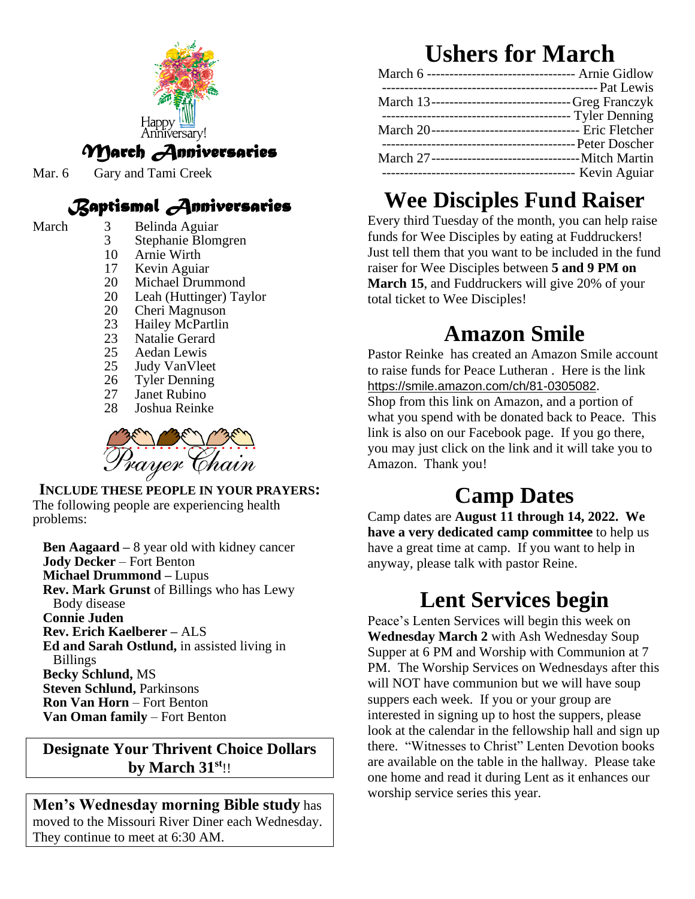Happy Anniversary!

## March Anniversaries

Mar. 6 Gary and Tami Creek

## Baptismal Anniversaries

| March | | |
|---|---|---|
| | 3 | Belinda Aguiar |
| | 3 | Stephanie Blomgren |
| | 10 | Arnie Wirth |
| | 17 | Kevin Aguiar |
| | 20 | Michael Drummond |
| | 20 | Leah (Huttinger) Taylor |
| | 20 | Cheri Magnuson |
| | 23 | Hailey McPartlin |
| | 23 | Natalie Gerard |
| | 25 | Aedan Lewis |
| | 25 | Judy VanVleet |
| | 26 | Tyler Denning |
| | 27 | Janet Rubino |
| | 28 | Joshua Reinke |

Prayer Chain

**INCLUDE THESE PEOPLE IN YOUR PRAYERS:**
The following people are experiencing health problems:

- **Ben Aagaard –** 8 year old with kidney cancer
- **Jody Decker** – Fort Benton
- **Michael Drummond –** Lupus
- **Rev. Mark Grunst** of Billings who has Lewy Body disease
- **Connie Juden**
- **Rev. Erich Kaelberer –** ALS
- **Ed and Sarah Ostlund,** in assisted living in Billings
- **Becky Schlund,** MS
- **Steven Schlund,** Parkinsons
- **Ron Van Horn** – Fort Benton
- **Van Oman family** – Fort Benton

**Designate Your Thrivent Choice Dollars by March 31st!!**

**Men's Wednesday morning Bible study** has moved to the Missouri River Diner each Wednesday. They continue to meet at 6:30 AM.

# Ushers for March

March 6 ---------------------------------- Arnie Gidlow
------------------------------------------------ Pat Lewis
March 13--------------------------------Greg Franczyk
------------------------------------------ Tyler Denning
March 20---------------------------------- Eric Fletcher
------------------------------------------- Peter Doscher
March 27----------------------------------Mitch Martin
------------------------------------------- Kevin Aguiar

# Wee Disciples Fund Raiser

Every third Tuesday of the month, you can help raise funds for Wee Disciples by eating at Fuddruckers! Just tell them that you want to be included in the fund raiser for Wee Disciples between **5 and 9 PM on March 15**, and Fuddruckers will give 20% of your total ticket to Wee Disciples!

# Amazon Smile

Pastor Reinke has created an Amazon Smile account to raise funds for Peace Lutheran . Here is the link https://smile.amazon.com/ch/81-0305082.
Shop from this link on Amazon, and a portion of what you spend with be donated back to Peace. This link is also on our Facebook page. If you go there, you may just click on the link and it will take you to Amazon. Thank you!

# Camp Dates

Camp dates are **August 11 through 14, 2022. We have a very dedicated camp committee** to help us have a great time at camp. If you want to help in anyway, please talk with pastor Reine.

# Lent Services begin

Peace's Lenten Services will begin this week on **Wednesday March 2** with Ash Wednesday Soup Supper at 6 PM and Worship with Communion at 7 PM. The Worship Services on Wednesdays after this will NOT have communion but we will have soup suppers each week. If you or your group are interested in signing up to host the suppers, please look at the calendar in the fellowship hall and sign up there. "Witnesses to Christ" Lenten Devotion books are available on the table in the hallway. Please take one home and read it during Lent as it enhances our worship service series this year.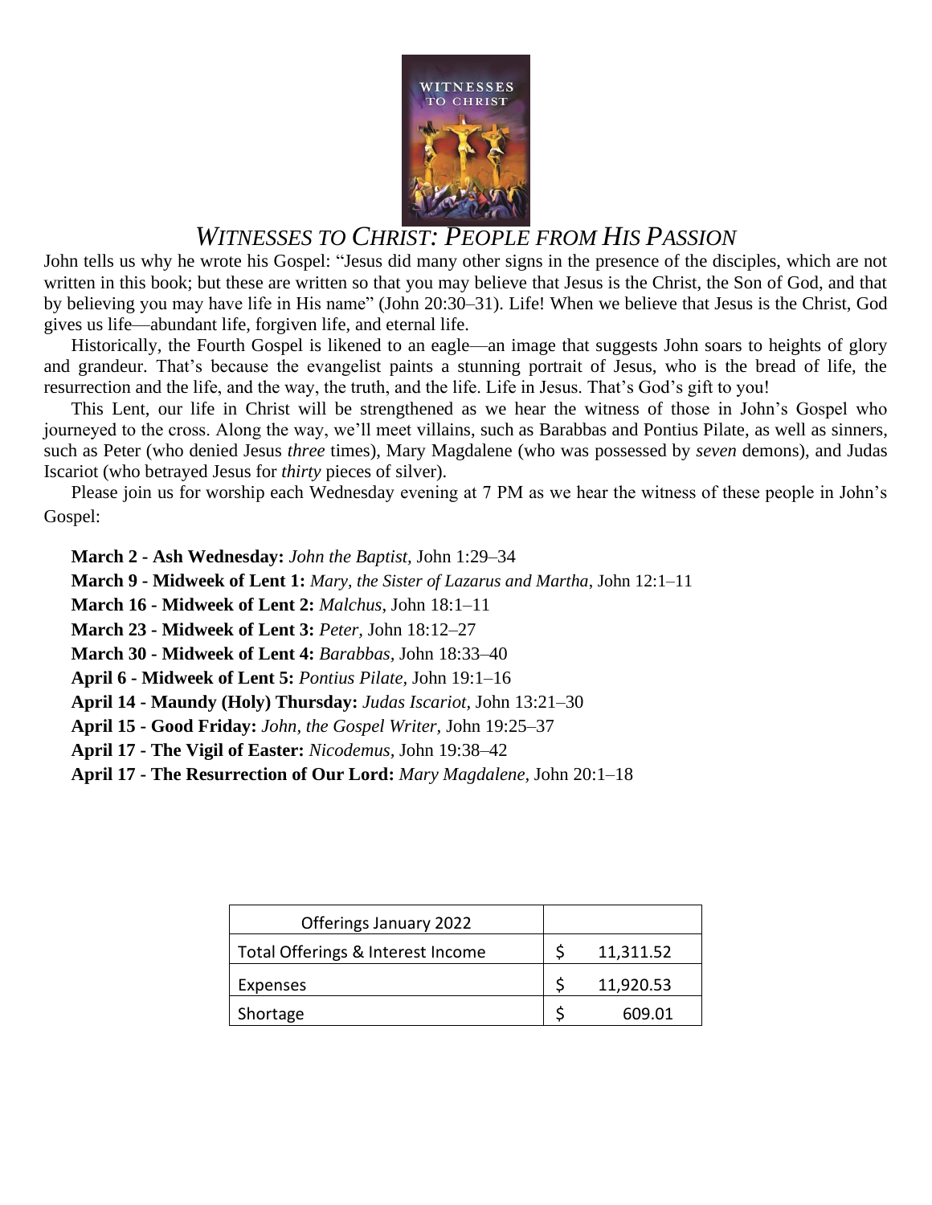# *WITNESSES TO CHRIST: PEOPLE FROM HIS PASSION*

John tells us why he wrote his Gospel: "Jesus did many other signs in the presence of the disciples, which are not written in this book; but these are written so that you may believe that Jesus is the Christ, the Son of God, and that by believing you may have life in His name" (John 20:30–31). Life! When we believe that Jesus is the Christ, God gives us life—abundant life, forgiven life, and eternal life.

Historically, the Fourth Gospel is likened to an eagle—an image that suggests John soars to heights of glory and grandeur. That's because the evangelist paints a stunning portrait of Jesus, who is the bread of life, the resurrection and the life, and the way, the truth, and the life. Life in Jesus. That's God's gift to you!

This Lent, our life in Christ will be strengthened as we hear the witness of those in John's Gospel who journeyed to the cross. Along the way, we'll meet villains, such as Barabbas and Pontius Pilate, as well as sinners, such as Peter (who denied Jesus *three* times), Mary Magdalene (who was possessed by *seven* demons), and Judas Iscariot (who betrayed Jesus for *thirty* pieces of silver).

Please join us for worship each Wednesday evening at 7 PM as we hear the witness of these people in John's Gospel:

**March 2 - Ash Wednesday:** *John the Baptist,* John 1:29–34
**March 9 - Midweek of Lent 1:** *Mary, the Sister of Lazarus and Martha*, John 12:1–11
**March 16 - Midweek of Lent 2:** *Malchus,* John 18:1–11
**March 23 - Midweek of Lent 3:** *Peter,* John 18:12–27
**March 30 - Midweek of Lent 4:** *Barabbas,* John 18:33–40
**April 6 - Midweek of Lent 5:** *Pontius Pilate,* John 19:1–16
**April 14 - Maundy (Holy) Thursday:** *Judas Iscariot,* John 13:21–30
**April 15 - Good Friday:** *John, the Gospel Writer,* John 19:25–37
**April 17 - The Vigil of Easter:** *Nicodemus,* John 19:38–42
**April 17 - The Resurrection of Our Lord:** *Mary Magdalene,* John 20:1–18

| Offerings January 2022 | |
|---|---|
| Total Offerings & Interest Income | $ 11,311.52 |
| Expenses | $ 11,920.53 |
| Shortage | $ 609.01 |